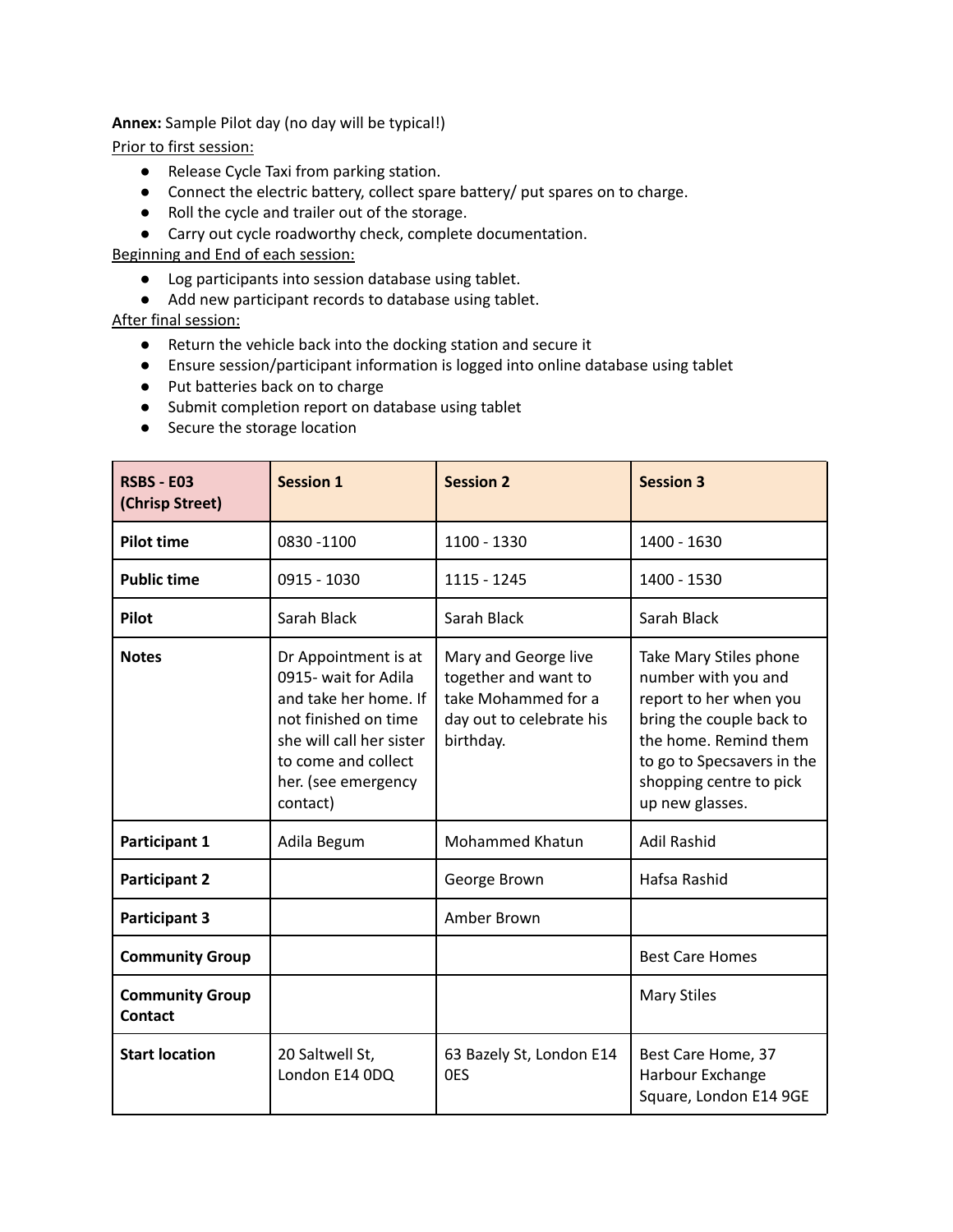**Annex:** Sample Pilot day (no day will be typical!)

Prior to first session:

- Release Cycle Taxi from parking station.
- Connect the electric battery, collect spare battery/ put spares on to charge.
- Roll the cycle and trailer out of the storage.
- Carry out cycle roadworthy check, complete documentation.

Beginning and End of each session:

- Log participants into session database using tablet.
- Add new participant records to database using tablet.

After final session:

- Return the vehicle back into the docking station and secure it
- Ensure session/participant information is logged into online database using tablet
- Put batteries back on to charge
- Submit completion report on database using tablet
- Secure the storage location

| **RSBS - E03 (Chrisp Street)** | **Session 1** | **Session 2** | **Session 3** |
|---|---|---|---|
| **Pilot time** | 0830 -1100 | 1100 - 1330 | 1400 - 1630 |
| **Public time** | 0915 - 1030 | 1115 - 1245 | 1400 - 1530 |
| **Pilot** | Sarah Black | Sarah Black | Sarah Black |
| **Notes** | Dr Appointment is at 0915- wait for Adila and take her home. If not finished on time she will call her sister to come and collect her. (see emergency contact) | Mary and George live together and want to take Mohammed for a day out to celebrate his birthday. | Take Mary Stiles phone number with you and report to her when you bring the couple back to the home. Remind them to go to Specsavers in the shopping centre to pick up new glasses. |
| **Participant 1** | Adila Begum | Mohammed Khatun | Adil Rashid |
| **Participant 2** | | George Brown | Hafsa Rashid |
| **Participant 3** | | Amber Brown | |
| **Community Group** | | | Best Care Homes |
| **Community Group Contact** | | | Mary Stiles |
| **Start location** | 20 Saltwell St, London E14 0DQ | 63 Bazely St, London E14 0ES | Best Care Home, 37 Harbour Exchange Square, London E14 9GE |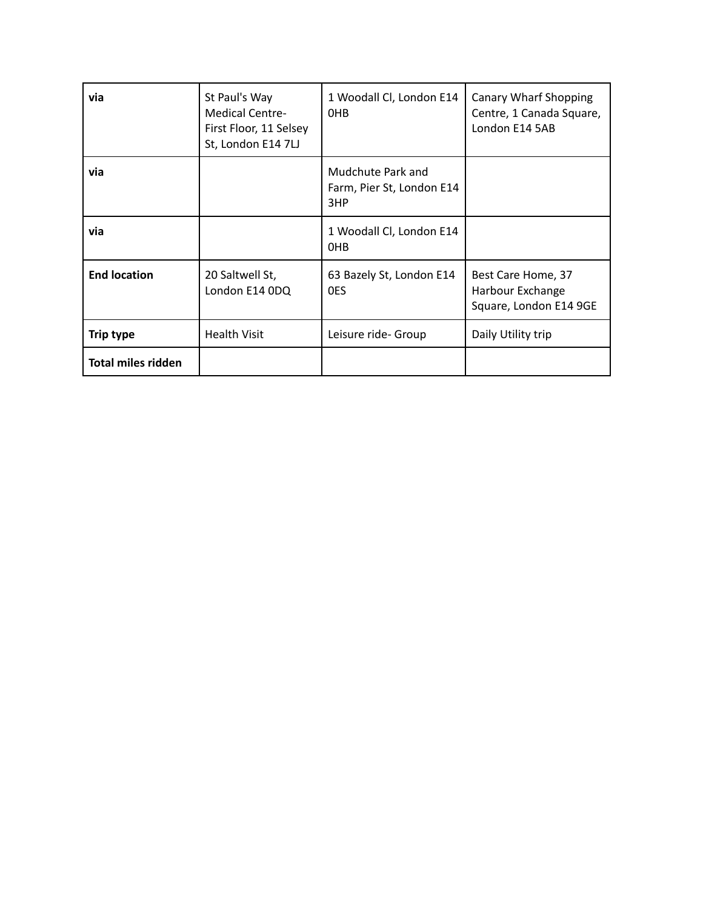| | | | |
|---|---|---|---|
| **via** | St Paul's Way Medical Centre- First Floor, 11 Selsey St, London E14 7LJ | 1 Woodall Cl, London E14 0HB | Canary Wharf Shopping Centre, 1 Canada Square, London E14 5AB |
| **via** | | Mudchute Park and Farm, Pier St, London E14 3HP | |
| **via** | | 1 Woodall Cl, London E14 0HB | |
| **End location** | 20 Saltwell St, London E14 0DQ | 63 Bazely St, London E14 0ES | Best Care Home, 37 Harbour Exchange Square, London E14 9GE |
| **Trip type** | Health Visit | Leisure ride- Group | Daily Utility trip |
| **Total miles ridden** | | | |